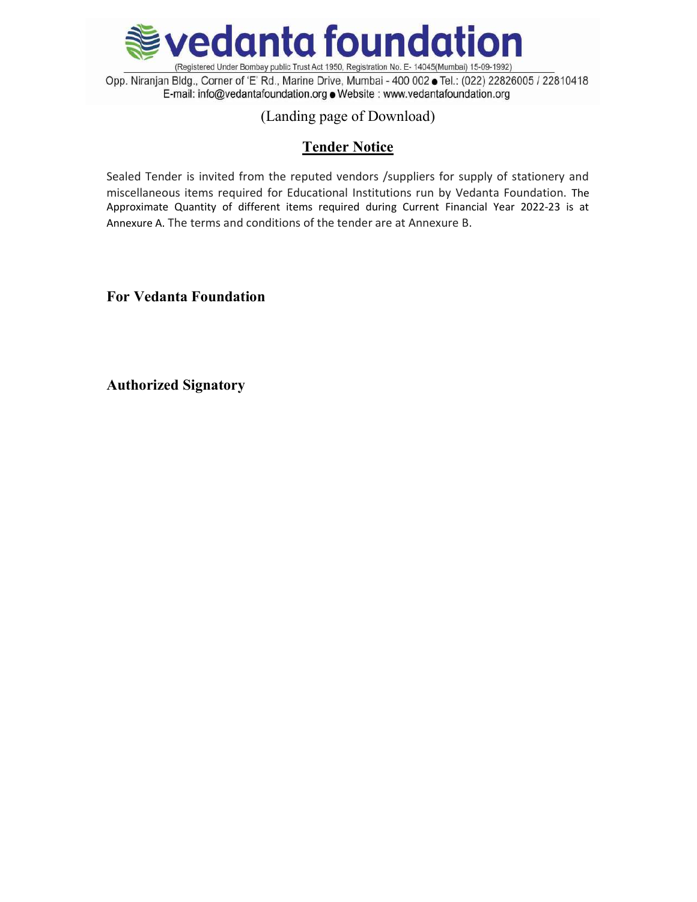# vedanta foundation

(Registered Under Bombay public Trust Act 1950, Registration No. E- 14045(Mumbai) 15-09-1992)

Opp. Niranjan Bldg., Corner of 'E' Rd., Marine Drive, Mumbai - 400 002 ● Tel.: (022) 22826005 / 22810418
E-mail: info@vedantafoundation.org ● Website : www.vedantafoundation.org

(Landing page of Download)

## Tender Notice

Sealed Tender is invited from the reputed vendors /suppliers for supply of stationery and miscellaneous items required for Educational Institutions run by Vedanta Foundation. The Approximate Quantity of different items required during Current Financial Year 2022-23 is at Annexure A. The terms and conditions of the tender are at Annexure B.

**For Vedanta Foundation**

**Authorized Signatory**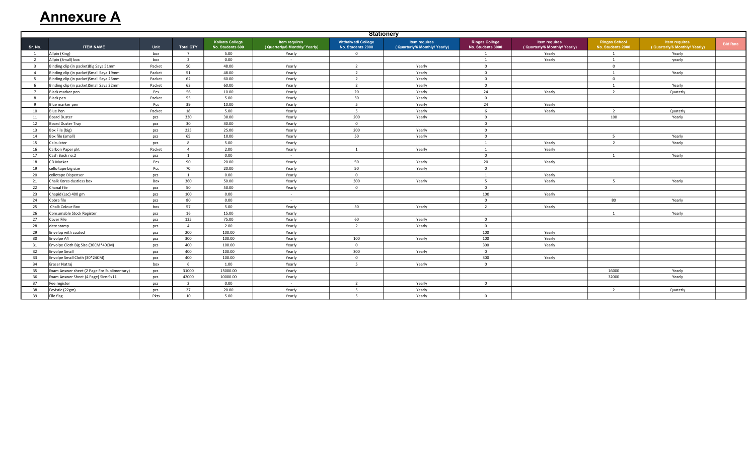# Annexure A

| Stationery | | | | | | | | | | | | |
|---|---|---|---|---|---|---|---|---|---|---|---|---|
| Sr. No. | ITEM NAME | Unit | Total QTY | Kolkata College No. Students 600 | Item requires ( Quarterly/6 Monthly/ Yearly) | Vitthalwadi College No. Students 2000 | Item requires ( Quarterly/6 Monthly/ Yearly) | Ringas College No. Students 3000 | Item requires ( Quarterly/6 Monthly/ Yearly) | Ringas School No. Students 2000 | Item requires ( Quarterly/6 Monthly/ Yearly) | Bid Rate |
| 1 | Allpin (King) | box | 7 | 5.00 | Yearly | 0 | | 1 | Yearly | 1 | Yearly | |
| 2 | Allpin (Small) box | box | 2 | 0.00 | - | | | 1 | Yearly | 1 | yearly | |
| 3 | Binding clip (in packet)Big Saya 51mm | Packet | 50 | 48.00 | Yearly | 2 | Yearly | 0 | | 0 | | |
| 4 | Binding clip (in packet)Small Saya 19mm | Packet | 51 | 48.00 | Yearly | 2 | Yearly | 0 | | 1 | Yearly | |
| 5 | Binding clip (in packet)Small Saya 25mm | Packet | 62 | 60.00 | Yearly | 2 | Yearly | 0 | | 0 | | |
| 6 | Binding clip (in packet)Small Saya 32mm | Packet | 63 | 60.00 | Yearly | 2 | Yearly | 0 | | 1 | Yearly | |
| 7 | Black marker pen | Pcs | 56 | 10.00 | Yearly | 20 | Yearly | 24 | Yearly | 2 | Quaterly | |
| 8 | Black pen | Packet | 55 | 5.00 | Yearly | 50 | Yearly | 0 | | | | |
| 9 | Blue marker pen | Pcs | 39 | 10.00 | Yearly | 5 | Yearly | 24 | Yearly | | | |
| 10 | Blue Pen | Packet | 18 | 5.00 | Yearly | 5 | Yearly | 6 | Yearly | 2 | Quaterly | |
| 11 | Board Duster | pcs | 330 | 30.00 | Yearly | 200 | Yearly | 0 | | 100 | Yearly | |
| 12 | Board Duster Tray | pcs | 30 | 30.00 | Yearly | 0 | | 0 | | | | |
| 13 | Box File (big) | pcs | 225 | 25.00 | Yearly | 200 | Yearly | 0 | | | | |
| 14 | Box file (small) | pcs | 65 | 10.00 | Yearly | 50 | Yearly | 0 | | 5 | Yearly | |
| 15 | Calculator | pcs | 8 | 5.00 | Yearly | | | 1 | Yearly | 2 | Yearly | |
| 16 | Carbon Paper pkt | Packet | 4 | 2.00 | Yearly | 1 | Yearly | 1 | Yearly | | | |
| 17 | Cash Book no.2 | pcs | 1 | 0.00 | - | | | 0 | | 1 | Yearly | |
| 18 | CD Marker | Pcs | 90 | 20.00 | Yearly | 50 | Yearly | 20 | Yearly | | | |
| 19 | cello tape big size | Pcs | 70 | 20.00 | Yearly | 50 | Yearly | 0 | | | | |
| 20 | cellotape Dispenser | pcs | 1 | 0.00 | Yearly | 0 | | 1 | Yearly | | | |
| 21 | Chalk Kores dustless box | Box | 360 | 50.00 | Yearly | 300 | Yearly | 5 | Yearly | 5 | Yearly | |
| 22 | Chanal file | pcs | 50 | 50.00 | Yearly | 0 | | 0 | | | | |
| 23 | Chapid (Lac) 400 gm | pcs | 100 | 0.00 | - | | | 100 | Yearly | | | |
| 24 | Cobra file | pcs | 80 | 0.00 | - | | | 0 | | 80 | Yearly | |
| 25 | Chalk Colour Box | box | 57 | 5.00 | Yearly | 50 | Yearly | 2 | Yearly | | | |
| 26 | Consumable Stock Register | pcs | 16 | 15.00 | Yearly | | | | | 1 | Yearly | |
| 27 | Cover File | pcs | 135 | 75.00 | Yearly | 60 | Yearly | 0 | | | | |
| 28 | date stamp | pcs | 4 | 2.00 | Yearly | 2 | Yearly | 0 | | | | |
| 29 | Envelop with coated | pcs | 200 | 100.00 | Yearly | | | 100 | Yearly | | | |
| 30 | Envolpe A4 | pcs | 300 | 100.00 | Yearly | 100 | Yearly | 100 | Yearly | | | |
| 31 | Envolpe Cloth Big Size (30CM*40CM) | pcs | 400 | 100.00 | Yearly | 0 | | 300 | Yearly | | | |
| 32 | Envolpe Small | pcs | 400 | 100.00 | Yearly | 300 | Yearly | 0 | | | | |
| 33 | Envolpe Small Cloth (30*24CM) | pcs | 400 | 100.00 | Yearly | 0 | | 300 | Yearly | | | |
| 34 | Eraser Natraj | box | 6 | 1.00 | Yearly | 5 | Yearly | 0 | | | | |
| 35 | Exam Answer sheet (2 Page For Suplimentary) | pcs | 31000 | 15000.00 | Yearly | | | | | 16000 | Yearly | |
| 36 | Exam Answer Sheet (4 Page) Size-9x11 | pcs | 42000 | 10000.00 | Yearly | | | | | 32000 | Yearly | |
| 37 | Fee register | pcs | 2 | 0.00 | - | 2 | Yearly | 0 | | | | |
| 38 | Fevistic (22gm) | pcs | 27 | 20.00 | Yearly | 5 | Yearly | | | 2 | Quaterly | |
| 39 | File flag | Pkts | 10 | 5.00 | Yearly | 5 | Yearly | 0 | | | | |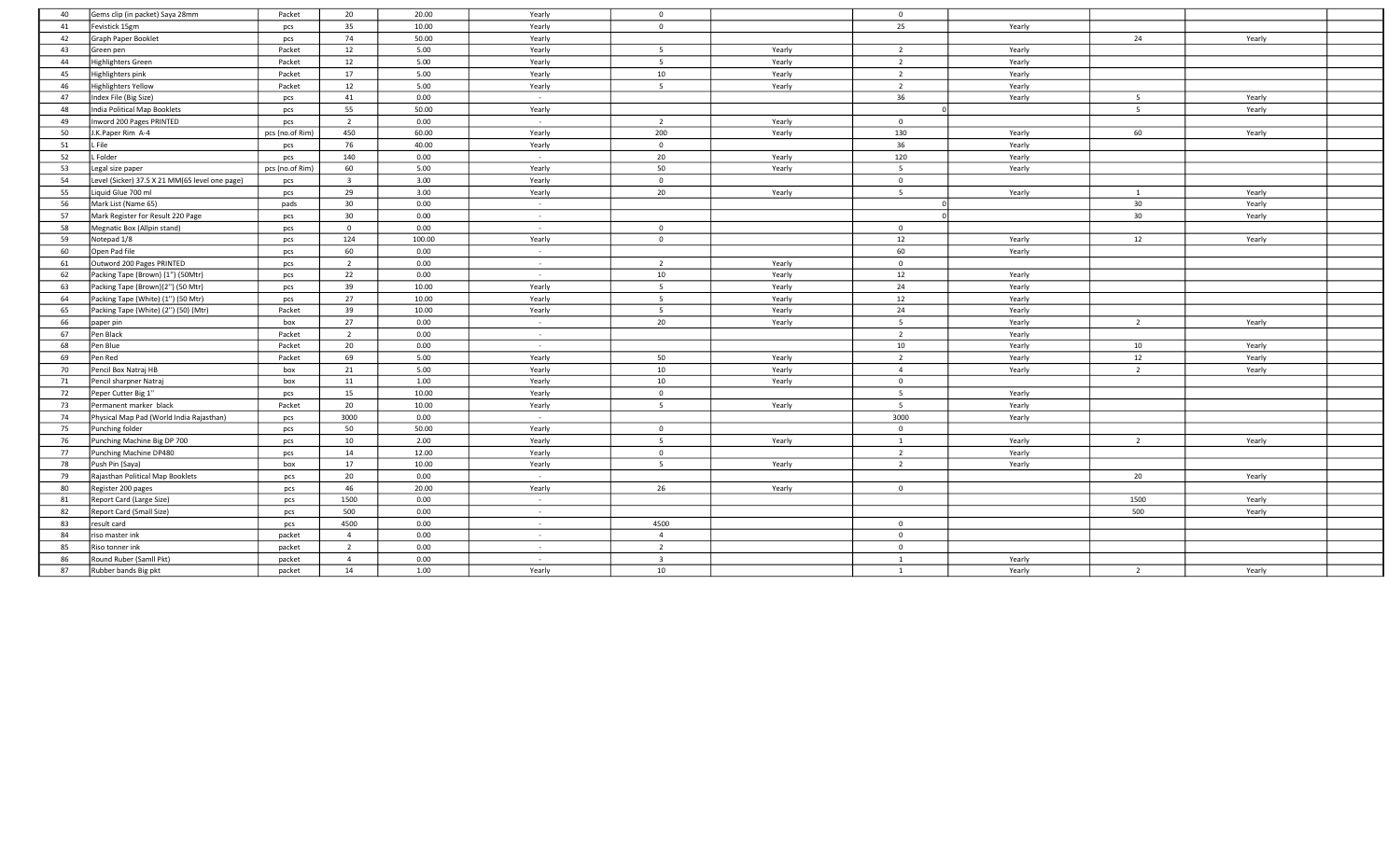| | | | | | | | | | | | | |
|---|---|---|---|---|---|---|---|---|---|---|---|---|
| 40 | Gems clip (in packet) Saya 28mm | Packet | 20 | 20.00 | Yearly | 0 | | 0 | | | | |
| 41 | Fevistick 15gm | pcs | 35 | 10.00 | Yearly | 0 | | 25 | Yearly | | | |
| 42 | Graph Paper Booklet | pcs | 74 | 50.00 | Yearly | | | | | 24 | Yearly | |
| 43 | Green pen | Packet | 12 | 5.00 | Yearly | 5 | Yearly | 2 | Yearly | | | |
| 44 | Highlighters Green | Packet | 12 | 5.00 | Yearly | 5 | Yearly | 2 | Yearly | | | |
| 45 | Highlighters pink | Packet | 17 | 5.00 | Yearly | 10 | Yearly | 2 | Yearly | | | |
| 46 | Highlighters Yellow | Packet | 12 | 5.00 | Yearly | 5 | Yearly | 2 | Yearly | | | |
| 47 | Index File (Big Size) | pcs | 41 | 0.00 | - | | | 36 | Yearly | 5 | Yearly | |
| 48 | India Political Map Booklets | pcs | 55 | 50.00 | Yearly | | | 0 | | 5 | Yearly | |
| 49 | Inword 200 Pages PRINTED | pcs | 2 | 0.00 | - | 2 | Yearly | 0 | | | | |
| 50 | J.K.Paper Rim A-4 | pcs (no.of Rim) | 450 | 60.00 | Yearly | 200 | Yearly | 130 | Yearly | 60 | Yearly | |
| 51 | L File | pcs | 76 | 40.00 | Yearly | 0 | | 36 | Yearly | | | |
| 52 | L Folder | pcs | 140 | 0.00 | - | 20 | Yearly | 120 | Yearly | | | |
| 53 | Legal size paper | pcs (no.of Rim) | 60 | 5.00 | Yearly | 50 | Yearly | 5 | Yearly | | | |
| 54 | Level (Sicker) 37.5 X 21 MM(65 level one page) | pcs | 3 | 3.00 | Yearly | 0 | | 0 | | | | |
| 55 | Liquid Glue 700 ml | pcs | 29 | 3.00 | Yearly | 20 | Yearly | 5 | Yearly | 1 | Yearly | |
| 56 | Mark List (Name 65) | pads | 30 | 0.00 | - | | | 0 | | 30 | Yearly | |
| 57 | Mark Register for Result 220 Page | pcs | 30 | 0.00 | - | | | 0 | | 30 | Yearly | |
| 58 | Megnatic Box (Allpin stand) | pcs | 0 | 0.00 | - | 0 | | 0 | | | | |
| 59 | Notepad 1/8 | pcs | 124 | 100.00 | Yearly | 0 | | 12 | Yearly | 12 | Yearly | |
| 60 | Open Pad file | pcs | 60 | 0.00 | - | | | 60 | Yearly | | | |
| 61 | Outword 200 Pages PRINTED | pcs | 2 | 0.00 | - | 2 | Yearly | 0 | | | | |
| 62 | Packing Tape (Brown) (1") (50Mtr) | pcs | 22 | 0.00 | - | 10 | Yearly | 12 | Yearly | | | |
| 63 | Packing Tape (Brown)(2") (50 Mtr) | pcs | 39 | 10.00 | Yearly | 5 | Yearly | 24 | Yearly | | | |
| 64 | Packing Tape (White) (1") (50 Mtr) | pcs | 27 | 10.00 | Yearly | 5 | Yearly | 12 | Yearly | | | |
| 65 | Packing Tape (White) (2") (50) (Mtr) | Packet | 39 | 10.00 | Yearly | 5 | Yearly | 24 | Yearly | | | |
| 66 | paper pin | box | 27 | 0.00 | - | 20 | Yearly | 5 | Yearly | 2 | Yearly | |
| 67 | Pen Black | Packet | 2 | 0.00 | - | | | 2 | Yearly | | | |
| 68 | Pen Blue | Packet | 20 | 0.00 | - | | | 10 | Yearly | 10 | Yearly | |
| 69 | Pen Red | Packet | 69 | 5.00 | Yearly | 50 | Yearly | 2 | Yearly | 12 | Yearly | |
| 70 | Pencil Box Natraj HB | box | 21 | 5.00 | Yearly | 10 | Yearly | 4 | Yearly | 2 | Yearly | |
| 71 | Pencil sharpner Natraj | box | 11 | 1.00 | Yearly | 10 | Yearly | 0 | | | | |
| 72 | Peper Cutter Big 1" | pcs | 15 | 10.00 | Yearly | 0 | | 5 | Yearly | | | |
| 73 | Permanent marker black | Packet | 20 | 10.00 | Yearly | 5 | Yearly | 5 | Yearly | | | |
| 74 | Physical Map Pad (World India Rajasthan) | pcs | 3000 | 0.00 | - | | | 3000 | Yearly | | | |
| 75 | Punching folder | pcs | 50 | 50.00 | Yearly | 0 | | 0 | | | | |
| 76 | Punching Machine Big DP 700 | pcs | 10 | 2.00 | Yearly | 5 | Yearly | 1 | Yearly | 2 | Yearly | |
| 77 | Punching Machine DP480 | pcs | 14 | 12.00 | Yearly | 0 | | 2 | Yearly | | | |
| 78 | Push Pin (Saya) | box | 17 | 10.00 | Yearly | 5 | Yearly | 2 | Yearly | | | |
| 79 | Rajasthan Political Map Booklets | pcs | 20 | 0.00 | - | | | | | 20 | Yearly | |
| 80 | Register 200 pages | pcs | 46 | 20.00 | Yearly | 26 | Yearly | 0 | | | | |
| 81 | Report Card (Large Size) | pcs | 1500 | 0.00 | - | | | | | 1500 | Yearly | |
| 82 | Report Card (Small Size) | pcs | 500 | 0.00 | - | | | | | 500 | Yearly | |
| 83 | result card | pcs | 4500 | 0.00 | - | 4500 | | 0 | | | | |
| 84 | riso master ink | packet | 4 | 0.00 | - | 4 | | 0 | | | | |
| 85 | Riso tonner ink | packet | 2 | 0.00 | - | 2 | | 0 | | | | |
| 86 | Round Ruber (Samll Pkt) | packet | 4 | 0.00 | - | 3 | | 1 | Yearly | | | |
| 87 | Rubber bands Big pkt | packet | 14 | 1.00 | Yearly | 10 | | 1 | Yearly | 2 | Yearly | |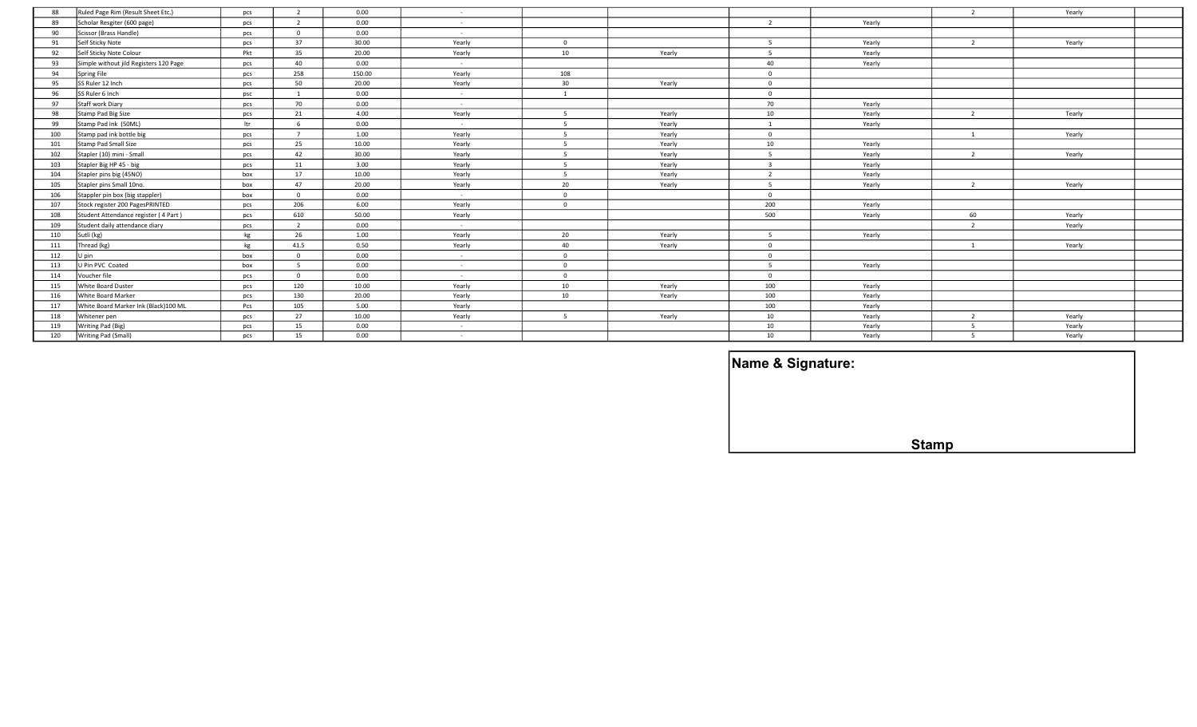| | | | | | | | | | | | | |
|---|---|---|---|---|---|---|---|---|---|---|---|---|
| 88 | Ruled Page Rim (Result Sheet Etc.) | pcs | 2 | 0.00 | - | | | | | 2 | Yearly | |
| 89 | Scholar Resgiter (600 page) | pcs | 2 | 0.00 | - | | | 2 | Yearly | | | |
| 90 | Scissor (Brass Handle) | pcs | 0 | 0.00 | - | | | | | | | |
| 91 | Self Sticky Note | pcs | 37 | 30.00 | Yearly | 0 | | 5 | Yearly | 2 | Yearly | |
| 92 | Self Sticky Note Colour | Pkt | 35 | 20.00 | Yearly | 10 | Yearly | 5 | Yearly | | | |
| 93 | Simple without jild Registers 120 Page | pcs | 40 | 0.00 | - | | | 40 | Yearly | | | |
| 94 | Spring File | pcs | 258 | 150.00 | Yearly | 108 | | 0 | | | | |
| 95 | SS Ruler 12 Inch | pcs | 50 | 20.00 | Yearly | 30 | Yearly | 0 | | | | |
| 96 | SS Ruler 6 Inch | psc | 1 | 0.00 | - | 1 | | 0 | | | | |
| 97 | Staff work Diary | pcs | 70 | 0.00 | - | | | 70 | Yearly | | | |
| 98 | Stamp Pad Big Size | pcs | 21 | 4.00 | Yearly | 5 | Yearly | 10 | Yearly | 2 | Yearly | |
| 99 | Stamp Pad Ink (50ML) | ltr | 6 | 0.00 | - | 5 | Yearly | 1 | Yearly | | | |
| 100 | Stamp pad ink bottle big | pcs | 7 | 1.00 | Yearly | 5 | Yearly | 0 | | 1 | Yearly | |
| 101 | Stamp Pad Small Size | pcs | 25 | 10.00 | Yearly | 5 | Yearly | 10 | Yearly | | | |
| 102 | Stapler (10) mini - Small | pcs | 42 | 30.00 | Yearly | 5 | Yearly | 5 | Yearly | 2 | Yearly | |
| 103 | Stapler Big HP 45 - big | pcs | 11 | 3.00 | Yearly | 5 | Yearly | 3 | Yearly | | | |
| 104 | Stapler pins big (45NO) | box | 17 | 10.00 | Yearly | 5 | Yearly | 2 | Yearly | | | |
| 105 | Stapler pins Small 10no. | box | 47 | 20.00 | Yearly | 20 | Yearly | 5 | Yearly | 2 | Yearly | |
| 106 | Stappler pin box (big stappler) | box | 0 | 0.00 | - | 0 | | 0 | | | | |
| 107 | Stock register 200 PagesPRINTED | pcs | 206 | 6.00 | Yearly | 0 | | 200 | Yearly | | | |
| 108 | Student Attendance register ( 4 Part ) | pcs | 610 | 50.00 | Yearly | | | 500 | Yearly | 60 | Yearly | |
| 109 | Student daily attendance diary | pcs | 2 | 0.00 | - | | | | | 2 | Yearly | |
| 110 | Sutli (kg) | kg | 26 | 1.00 | Yearly | 20 | Yearly | 5 | Yearly | | | |
| 111 | Thread (kg) | kg | 41.5 | 0.50 | Yearly | 40 | Yearly | 0 | | 1 | Yearly | |
| 112 | U pin | box | 0 | 0.00 | - | 0 | | 0 | | | | |
| 113 | U Pin PVC Coated | box | 5 | 0.00 | - | 0 | | 5 | Yearly | | | |
| 114 | Voucher file | pcs | 0 | 0.00 | - | 0 | | 0 | | | | |
| 115 | White Board Duster | pcs | 120 | 10.00 | Yearly | 10 | Yearly | 100 | Yearly | | | |
| 116 | White Board Marker | pcs | 130 | 20.00 | Yearly | 10 | Yearly | 100 | Yearly | | | |
| 117 | White Board Marker Ink (Black)100 ML | Pcs | 105 | 5.00 | Yearly | | | 100 | Yearly | | | |
| 118 | Whitener pen | pcs | 27 | 10.00 | Yearly | 5 | Yearly | 10 | Yearly | 2 | Yearly | |
| 119 | Writing Pad (Big) | pcs | 15 | 0.00 | - | | | 10 | Yearly | 5 | Yearly | |
| 120 | Writing Pad (Small) | pcs | 15 | 0.00 | - | | | 10 | Yearly | 5 | Yearly | |

**Name & Signature:**

**Stamp**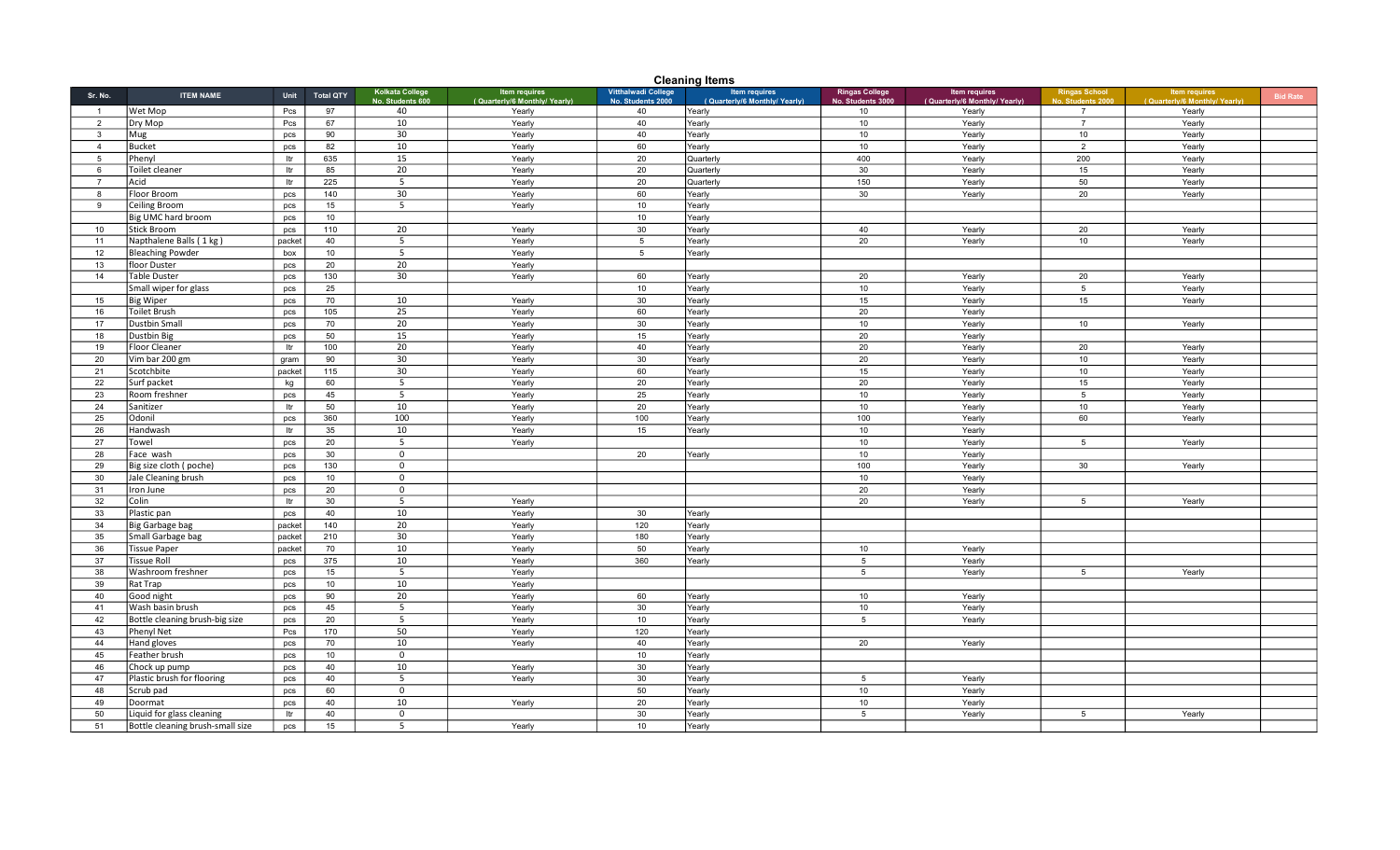# Cleaning Items

| Sr. No. | ITEM NAME | Unit | Total QTY | Kolkata College No. Students 600 | Item requires ( Quarterly/6 Monthly/ Yearly) | Vitthalwadi College No. Students 2000 | Item requires ( Quarterly/6 Monthly/ Yearly) | Ringas College No. Students 3000 | Item requires ( Quarterly/6 Monthly/ Yearly) | Ringas School No. Students 2000 | Item requires ( Quarterly/6 Monthly/ Yearly) | Bid Rate |
|---|---|---|---|---|---|---|---|---|---|---|---|---|
| 1 | Wet Mop | Pcs | 97 | 40 | Yearly | 40 | Yearly | 10 | Yearly | 7 | Yearly | |
| 2 | Dry Mop | Pcs | 67 | 10 | Yearly | 40 | Yearly | 10 | Yearly | 7 | Yearly | |
| 3 | Mug | pcs | 90 | 30 | Yearly | 40 | Yearly | 10 | Yearly | 10 | Yearly | |
| 4 | Bucket | pcs | 82 | 10 | Yearly | 60 | Yearly | 10 | Yearly | 2 | Yearly | |
| 5 | Phenyl | ltr | 635 | 15 | Yearly | 20 | Quarterly | 400 | Yearly | 200 | Yearly | |
| 6 | Toilet cleaner | ltr | 85 | 20 | Yearly | 20 | Quarterly | 30 | Yearly | 15 | Yearly | |
| 7 | Acid | ltr | 225 | 5 | Yearly | 20 | Quarterly | 150 | Yearly | 50 | Yearly | |
| 8 | Floor Broom | pcs | 140 | 30 | Yearly | 60 | Yearly | 30 | Yearly | 20 | Yearly | |
| 9 | Ceiling Broom | pcs | 15 | 5 | Yearly | 10 | Yearly | | | | | |
| | Big UMC hard broom | pcs | 10 | | | 10 | Yearly | | | | | |
| 10 | Stick Broom | pcs | 110 | 20 | Yearly | 30 | Yearly | 40 | Yearly | 20 | Yearly | |
| 11 | Napthalene Balls ( 1 kg ) | packet | 40 | 5 | Yearly | 5 | Yearly | 20 | Yearly | 10 | Yearly | |
| 12 | Bleaching Powder | box | 10 | 5 | Yearly | 5 | Yearly | | | | | |
| 13 | floor Duster | pcs | 20 | 20 | Yearly | | | | | | | |
| 14 | Table Duster | pcs | 130 | 30 | Yearly | 60 | Yearly | 20 | Yearly | 20 | Yearly | |
| | Small wiper for glass | pcs | 25 | | | 10 | Yearly | 10 | Yearly | 5 | Yearly | |
| 15 | Big Wiper | pcs | 70 | 10 | Yearly | 30 | Yearly | 15 | Yearly | 15 | Yearly | |
| 16 | Toilet Brush | pcs | 105 | 25 | Yearly | 60 | Yearly | 20 | Yearly | | | |
| 17 | Dustbin Small | pcs | 70 | 20 | Yearly | 30 | Yearly | 10 | Yearly | 10 | Yearly | |
| 18 | Dustbin Big | pcs | 50 | 15 | Yearly | 15 | Yearly | 20 | Yearly | | | |
| 19 | Floor Cleaner | ltr | 100 | 20 | Yearly | 40 | Yearly | 20 | Yearly | 20 | Yearly | |
| 20 | Vim bar 200 gm | gram | 90 | 30 | Yearly | 30 | Yearly | 20 | Yearly | 10 | Yearly | |
| 21 | Scotchbite | packet | 115 | 30 | Yearly | 60 | Yearly | 15 | Yearly | 10 | Yearly | |
| 22 | Surf packet | kg | 60 | 5 | Yearly | 20 | Yearly | 20 | Yearly | 15 | Yearly | |
| 23 | Room freshner | pcs | 45 | 5 | Yearly | 25 | Yearly | 10 | Yearly | 5 | Yearly | |
| 24 | Sanitizer | ltr | 50 | 10 | Yearly | 20 | Yearly | 10 | Yearly | 10 | Yearly | |
| 25 | Odonil | pcs | 360 | 100 | Yearly | 100 | Yearly | 100 | Yearly | 60 | Yearly | |
| 26 | Handwash | ltr | 35 | 10 | Yearly | 15 | Yearly | 10 | Yearly | | | |
| 27 | Towel | pcs | 20 | 5 | Yearly | | | 10 | Yearly | 5 | Yearly | |
| 28 | Face wash | pcs | 30 | 0 | | 20 | Yearly | 10 | Yearly | | | |
| 29 | Big size cloth ( poche) | pcs | 130 | 0 | | | | 100 | Yearly | 30 | Yearly | |
| 30 | Jale Cleaning brush | pcs | 10 | 0 | | | | 10 | Yearly | | | |
| 31 | Iron June | pcs | 20 | 0 | | | | 20 | Yearly | | | |
| 32 | Colin | ltr | 30 | 5 | Yearly | | | 20 | Yearly | 5 | Yearly | |
| 33 | Plastic pan | pcs | 40 | 10 | Yearly | 30 | Yearly | | | | | |
| 34 | Big Garbage bag | packet | 140 | 20 | Yearly | 120 | Yearly | | | | | |
| 35 | Small Garbage bag | packet | 210 | 30 | Yearly | 180 | Yearly | | | | | |
| 36 | Tissue Paper | packet | 70 | 10 | Yearly | 50 | Yearly | 10 | Yearly | | | |
| 37 | Tissue Roll | pcs | 375 | 10 | Yearly | 360 | Yearly | 5 | Yearly | | | |
| 38 | Washroom freshner | pcs | 15 | 5 | Yearly | | | 5 | Yearly | 5 | Yearly | |
| 39 | Rat Trap | pcs | 10 | 10 | Yearly | | | | | | | |
| 40 | Good night | pcs | 90 | 20 | Yearly | 60 | Yearly | 10 | Yearly | | | |
| 41 | Wash basin brush | pcs | 45 | 5 | Yearly | 30 | Yearly | 10 | Yearly | | | |
| 42 | Bottle cleaning brush-big size | pcs | 20 | 5 | Yearly | 10 | Yearly | 5 | Yearly | | | |
| 43 | Phenyl Net | Pcs | 170 | 50 | Yearly | 120 | Yearly | | | | | |
| 44 | Hand gloves | pcs | 70 | 10 | Yearly | 40 | Yearly | 20 | Yearly | | | |
| 45 | Feather brush | pcs | 10 | 0 | | 10 | Yearly | | | | | |
| 46 | Chock up pump | pcs | 40 | 10 | Yearly | 30 | Yearly | | | | | |
| 47 | Plastic brush for flooring | pcs | 40 | 5 | Yearly | 30 | Yearly | 5 | Yearly | | | |
| 48 | Scrub pad | pcs | 60 | 0 | | 50 | Yearly | 10 | Yearly | | | |
| 49 | Doormat | pcs | 40 | 10 | Yearly | 20 | Yearly | 10 | Yearly | | | |
| 50 | Liquid for glass cleaning | ltr | 40 | 0 | | 30 | Yearly | 5 | Yearly | 5 | Yearly | |
| 51 | Bottle cleaning brush-small size | pcs | 15 | 5 | Yearly | 10 | Yearly | | | | | |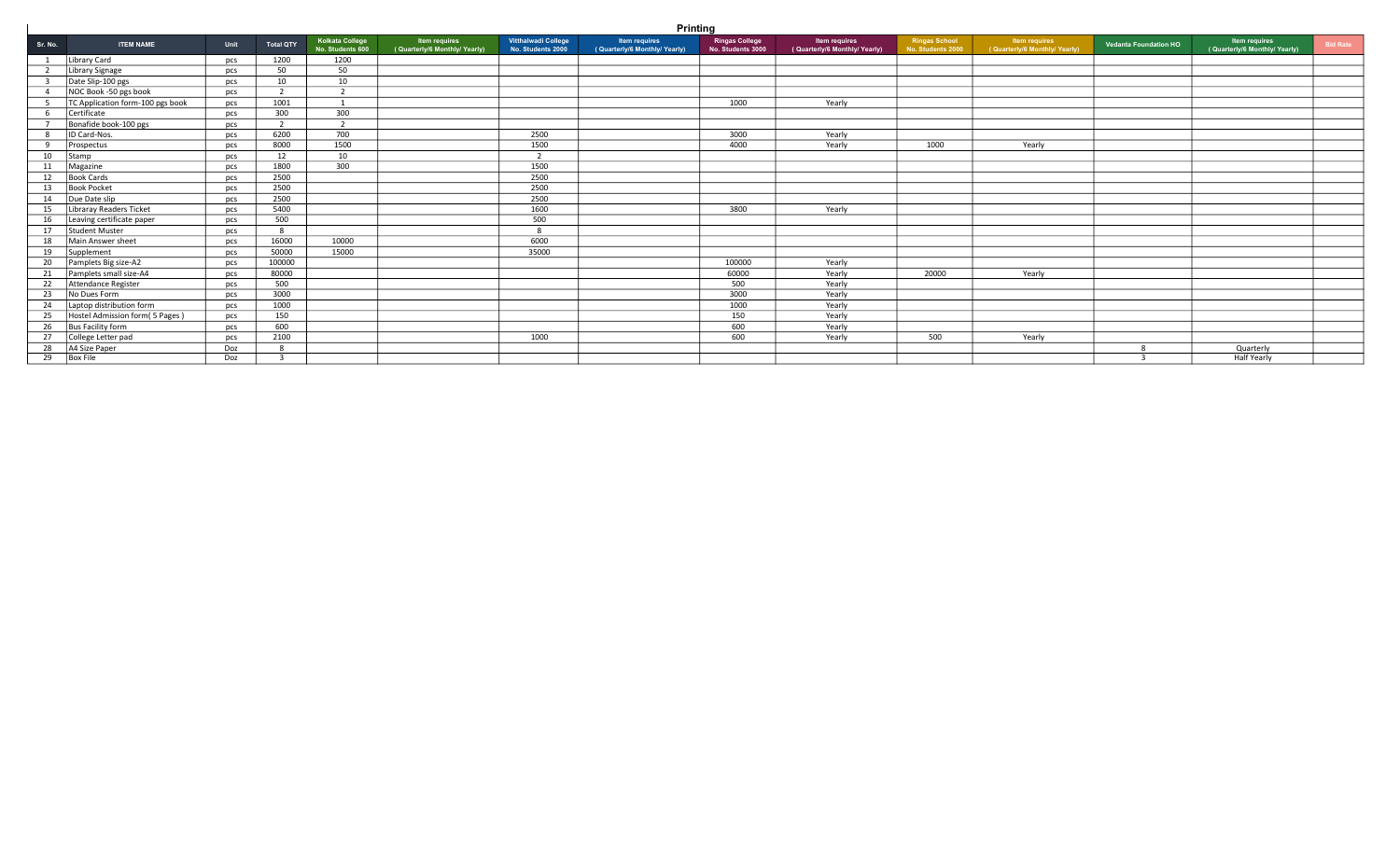# Printing

| Sr. No. | ITEM NAME | Unit | Total QTY | Kolkata College No. Students 600 | Item requires (Quarterly/6 Monthly/ Yearly) | Vitthalwadi College No. Students 2000 | Item requires (Quarterly/6 Monthly/ Yearly) | Ringas College No. Students 3000 | Item requires (Quarterly/6 Monthly/ Yearly) | Ringas School No. Students 2000 | Item requires (Quarterly/6 Monthly/ Yearly) | Vedanta Foundation HO | Item requires (Quarterly/6 Monthly/ Yearly) | Bid Rate |
|---|---|---|---|---|---|---|---|---|---|---|---|---|---|---|
| 1 | Library Card | pcs | 1200 | 1200 | | | | | | | | | | |
| 2 | Library Signage | pcs | 50 | 50 | | | | | | | | | | |
| 3 | Date Slip-100 pgs | pcs | 10 | 10 | | | | | | | | | | |
| 4 | NOC Book -50 pgs book | pcs | 2 | 2 | | | | | | | | | | |
| 5 | TC Application form-100 pgs book | pcs | 1001 | 1 | | | | 1000 | Yearly | | | | | |
| 6 | Certificate | pcs | 300 | 300 | | | | | | | | | | |
| 7 | Bonafide book-100 pgs | pcs | 2 | 2 | | | | | | | | | | |
| 8 | ID Card-Nos. | pcs | 6200 | 700 | | 2500 | | 3000 | Yearly | | | | | |
| 9 | Prospectus | pcs | 8000 | 1500 | | 1500 | | 4000 | Yearly | 1000 | Yearly | | | |
| 10 | Stamp | pcs | 12 | 10 | | 2 | | | | | | | | |
| 11 | Magazine | pcs | 1800 | 300 | | 1500 | | | | | | | | |
| 12 | Book Cards | pcs | 2500 | | | 2500 | | | | | | | | |
| 13 | Book Pocket | pcs | 2500 | | | 2500 | | | | | | | | |
| 14 | Due Date slip | pcs | 2500 | | | 2500 | | | | | | | | |
| 15 | Libraray Readers Ticket | pcs | 5400 | | | 1600 | | 3800 | Yearly | | | | | |
| 16 | Leaving certificate paper | pcs | 500 | | | 500 | | | | | | | | |
| 17 | Student Muster | pcs | 8 | | | 8 | | | | | | | | |
| 18 | Main Answer sheet | pcs | 16000 | 10000 | | 6000 | | | | | | | | |
| 19 | Supplement | pcs | 50000 | 15000 | | 35000 | | | | | | | | |
| 20 | Pamplets Big size-A2 | pcs | 100000 | | | | | 100000 | Yearly | | | | | |
| 21 | Pamplets small size-A4 | pcs | 80000 | | | | | 60000 | Yearly | 20000 | Yearly | | | |
| 22 | Attendance Register | pcs | 500 | | | | | 500 | Yearly | | | | | |
| 23 | No Dues Form | pcs | 3000 | | | | | 3000 | Yearly | | | | | |
| 24 | Laptop distribution form | pcs | 1000 | | | | | 1000 | Yearly | | | | | |
| 25 | Hostel Admission form( 5 Pages ) | pcs | 150 | | | | | 150 | Yearly | | | | | |
| 26 | Bus Facility form | pcs | 600 | | | | | 600 | Yearly | | | | | |
| 27 | College Letter pad | pcs | 2100 | | | 1000 | | 600 | Yearly | 500 | Yearly | | | |
| 28 | A4 Size Paper | Doz | 8 | | | | | | | | | 8 | Quarterly | |
| 29 | Box File | Doz | 3 | | | | | | | | | 3 | Half Yearly | |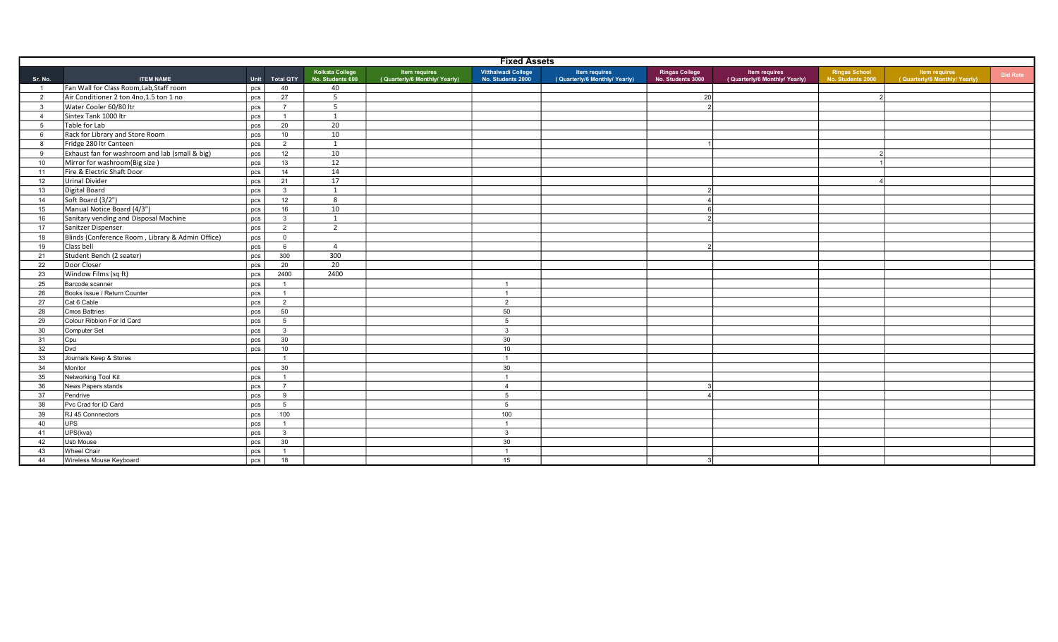| Fixed Assets | | | | | | | | | | | | |
|---|---|---|---|---|---|---|---|---|---|---|---|---|
| **Sr. No.** | **ITEM NAME** | **Unit** | **Total QTY** | **Kolkata College No. Students 600** | **Item requires ( Quarterly/6 Monthly/ Yearly)** | **Vitthalwadi College No. Students 2000** | **Item requires ( Quarterly/6 Monthly/ Yearly)** | **Ringas College No. Students 3000** | **Item requires ( Quarterly/6 Monthly/ Yearly)** | **Ringas School No. Students 2000** | **Item requires ( Quarterly/6 Monthly/ Yearly)** | **Bid Rate** |
| 1 | Fan Wall for Class Room,Lab,Staff room | pcs | 40 | 40 | | | | | | | | |
| 2 | Air Conditioner 2 ton 4no,1.5 ton 1 no | pcs | 27 | 5 | | | | 20 | | 2 | | |
| 3 | Water Cooler 60/80 ltr | pcs | 7 | 5 | | | | 2 | | | | |
| 4 | Sintex Tank 1000 ltr | pcs | 1 | 1 | | | | | | | | |
| 5 | Table for Lab | pcs | 20 | 20 | | | | | | | | |
| 6 | Rack for Library and Store Room | pcs | 10 | 10 | | | | | | | | |
| 8 | Fridge 280 ltr Canteen | pcs | 2 | 1 | | | | 1 | | | | |
| 9 | Exhaust fan for washroom and lab (small & big) | pcs | 12 | 10 | | | | | | 2 | | |
| 10 | Mirror for washroom(Big size ) | pcs | 13 | 12 | | | | | | 1 | | |
| 11 | Fire & Electric Shaft Door | pcs | 14 | 14 | | | | | | | | |
| 12 | Urinal Divider | pcs | 21 | 17 | | | | | | 4 | | |
| 13 | Digital Board | pcs | 3 | 1 | | | | 2 | | | | |
| 14 | Soft Board (3/2") | pcs | 12 | 8 | | | | 4 | | | | |
| 15 | Manual Notice Board (4/3") | pcs | 16 | 10 | | | | 6 | | | | |
| 16 | Sanitary vending and Disposal Machine | pcs | 3 | 1 | | | | 2 | | | | |
| 17 | Sanitzer Dispenser | pcs | 2 | 2 | | | | | | | | |
| 18 | Blinds (Conference Room , Library & Admin Office) | pcs | 0 | | | | | | | | | |
| 19 | Class bell | pcs | 6 | 4 | | | | 2 | | | | |
| 21 | Student Bench (2 seater) | pcs | 300 | 300 | | | | | | | | |
| 22 | Door Closer | pcs | 20 | 20 | | | | | | | | |
| 23 | Window Films (sq ft) | pcs | 2400 | 2400 | | | | | | | | |
| 25 | Barcode scanner | pcs | 1 | | | 1 | | | | | | |
| 26 | Books Issue / Return Counter | pcs | 1 | | | 1 | | | | | | |
| 27 | Cat 6 Cable | pcs | 2 | | | 2 | | | | | | |
| 28 | Cmos Battries | pcs | 50 | | | 50 | | | | | | |
| 29 | Colour Ribbion For Id Card | pcs | 5 | | | 5 | | | | | | |
| 30 | Computer Set | pcs | 3 | | | 3 | | | | | | |
| 31 | Cpu | pcs | 30 | | | 30 | | | | | | |
| 32 | Dvd | pcs | 10 | | | 10 | | | | | | |
| 33 | Journals Keep & Stores | | 1 | | | 1 | | | | | | |
| 34 | Monitor | pcs | 30 | | | 30 | | | | | | |
| 35 | Networking Tool Kit | pcs | 1 | | | 1 | | | | | | |
| 36 | News Papers stands | pcs | 7 | | | 4 | | 3 | | | | |
| 37 | Pendrive | pcs | 9 | | | 5 | | 4 | | | | |
| 38 | Pvc Crad for ID Card | pcs | 5 | | | 5 | | | | | | |
| 39 | RJ 45 Connnectors | pcs | 100 | | | 100 | | | | | | |
| 40 | UPS | pcs | 1 | | | 1 | | | | | | |
| 41 | UPS(kva) | pcs | 3 | | | 3 | | | | | | |
| 42 | Usb Mouse | pcs | 30 | | | 30 | | | | | | |
| 43 | Wheel Chair | pcs | 1 | | | 1 | | | | | | |
| 44 | Wireless Mouse Keyboard | pcs | 18 | | | 15 | | 3 | | | | |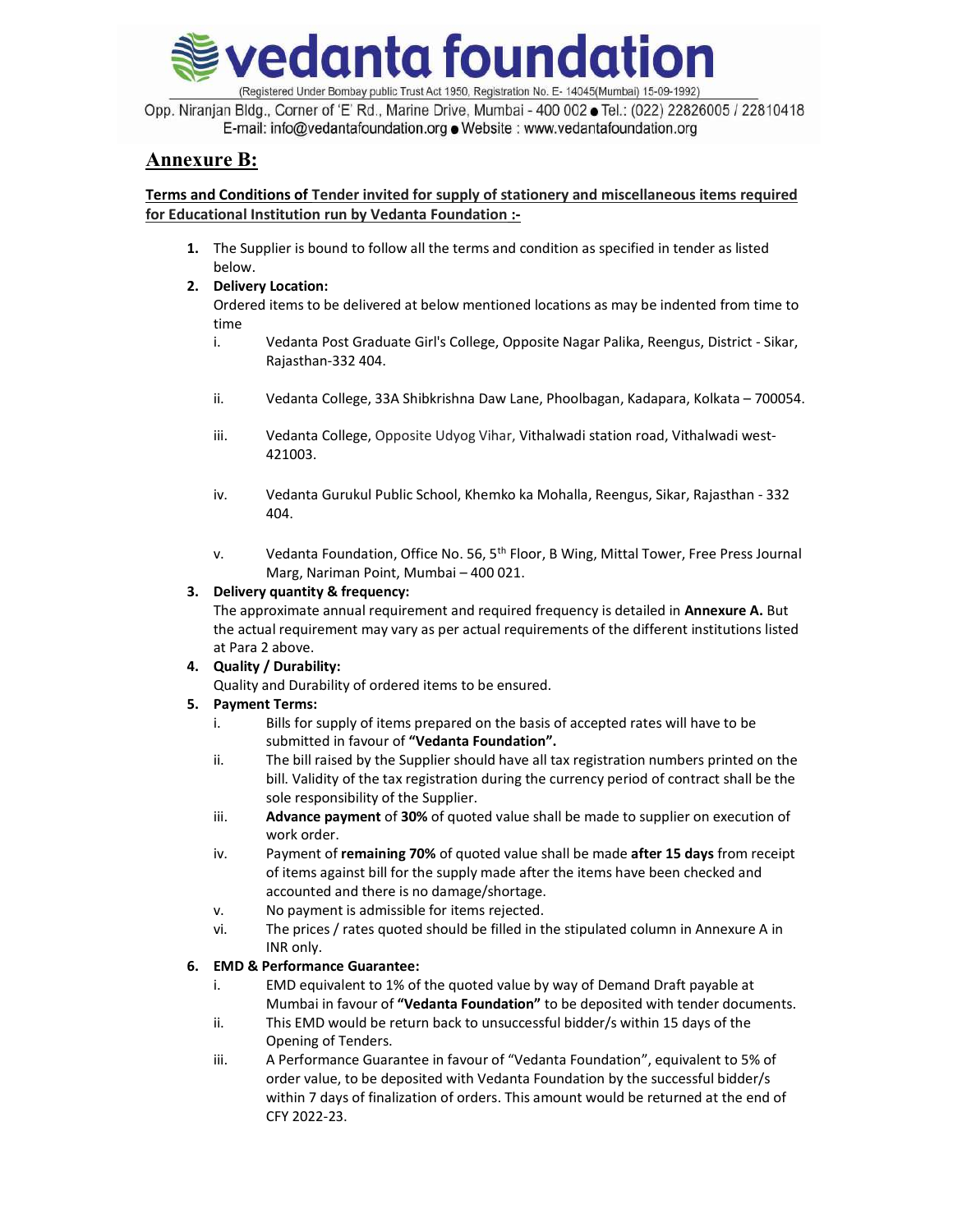# vedanta foundation

(Registered Under Bombay public Trust Act 1950, Registration No. E- 14045(Mumbai) 15-09-1992)

Opp. Niranjan Bldg., Corner of 'E' Rd., Marine Drive, Mumbai - 400 002 ● Tel.: (022) 22826005 / 22810418
E-mail: info@vedantafoundation.org ● Website : www.vedantafoundation.org

## Annexure B:

**Terms and Conditions of Tender invited for supply of stationery and miscellaneous items required for Educational Institution run by Vedanta Foundation :-**

1. The Supplier is bound to follow all the terms and condition as specified in tender as listed below.
2. **Delivery Location:**
   Ordered items to be delivered at below mentioned locations as may be indented from time to time
   - i. Vedanta Post Graduate Girl's College, Opposite Nagar Palika, Reengus, District - Sikar, Rajasthan-332 404.
   - ii. Vedanta College, 33A Shibkrishna Daw Lane, Phoolbagan, Kadapara, Kolkata – 700054.
   - iii. Vedanta College, Opposite Udyog Vihar, Vithalwadi station road, Vithalwadi west-421003.
   - iv. Vedanta Gurukul Public School, Khemko ka Mohalla, Reengus, Sikar, Rajasthan - 332 404.
   - v. Vedanta Foundation, Office No. 56, 5th Floor, B Wing, Mittal Tower, Free Press Journal Marg, Nariman Point, Mumbai – 400 021.
3. **Delivery quantity & frequency:**
   The approximate annual requirement and required frequency is detailed in **Annexure A.** But the actual requirement may vary as per actual requirements of the different institutions listed at Para 2 above.
4. **Quality / Durability:**
   Quality and Durability of ordered items to be ensured.
5. **Payment Terms:**
   - i. Bills for supply of items prepared on the basis of accepted rates will have to be submitted in favour of **"Vedanta Foundation".**
   - ii. The bill raised by the Supplier should have all tax registration numbers printed on the bill. Validity of the tax registration during the currency period of contract shall be the sole responsibility of the Supplier.
   - iii. **Advance payment** of **30%** of quoted value shall be made to supplier on execution of work order.
   - iv. Payment of **remaining 70%** of quoted value shall be made **after 15 days** from receipt of items against bill for the supply made after the items have been checked and accounted and there is no damage/shortage.
   - v. No payment is admissible for items rejected.
   - vi. The prices / rates quoted should be filled in the stipulated column in Annexure A in INR only.
6. **EMD & Performance Guarantee:**
   - i. EMD equivalent to 1% of the quoted value by way of Demand Draft payable at Mumbai in favour of **"Vedanta Foundation"** to be deposited with tender documents.
   - ii. This EMD would be return back to unsuccessful bidder/s within 15 days of the Opening of Tenders.
   - iii. A Performance Guarantee in favour of "Vedanta Foundation", equivalent to 5% of order value, to be deposited with Vedanta Foundation by the successful bidder/s within 7 days of finalization of orders. This amount would be returned at the end of CFY 2022-23.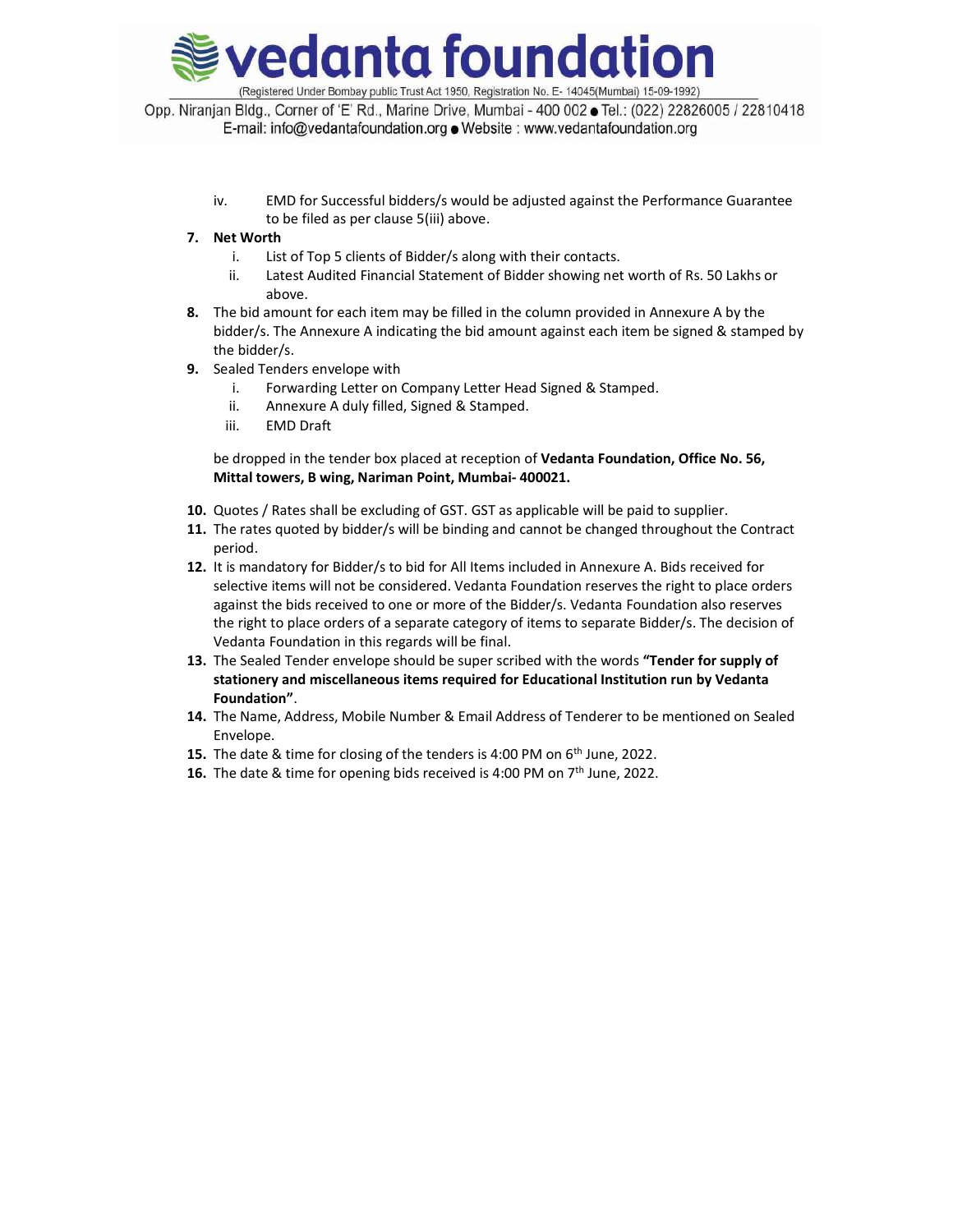iv. EMD for Successful bidders/s would be adjusted against the Performance Guarantee to be filed as per clause 5(iii) above.

7. **Net Worth**
   i. List of Top 5 clients of Bidder/s along with their contacts.
   ii. Latest Audited Financial Statement of Bidder showing net worth of Rs. 50 Lakhs or above.
8. The bid amount for each item may be filled in the column provided in Annexure A by the bidder/s. The Annexure A indicating the bid amount against each item be signed & stamped by the bidder/s.
9. Sealed Tenders envelope with
   i. Forwarding Letter on Company Letter Head Signed & Stamped.
   ii. Annexure A duly filled, Signed & Stamped.
   iii. EMD Draft

   be dropped in the tender box placed at reception of **Vedanta Foundation, Office No. 56, Mittal towers, B wing, Nariman Point, Mumbai- 400021.**

10. Quotes / Rates shall be excluding of GST. GST as applicable will be paid to supplier.
11. The rates quoted by bidder/s will be binding and cannot be changed throughout the Contract period.
12. It is mandatory for Bidder/s to bid for All Items included in Annexure A. Bids received for selective items will not be considered. Vedanta Foundation reserves the right to place orders against the bids received to one or more of the Bidder/s. Vedanta Foundation also reserves the right to place orders of a separate category of items to separate Bidder/s. The decision of Vedanta Foundation in this regards will be final.
13. The Sealed Tender envelope should be super scribed with the words **"Tender for supply of stationery and miscellaneous items required for Educational Institution run by Vedanta Foundation"**.
14. The Name, Address, Mobile Number & Email Address of Tenderer to be mentioned on Sealed Envelope.
15. The date & time for closing of the tenders is 4:00 PM on 6th June, 2022.
16. The date & time for opening bids received is 4:00 PM on 7th June, 2022.